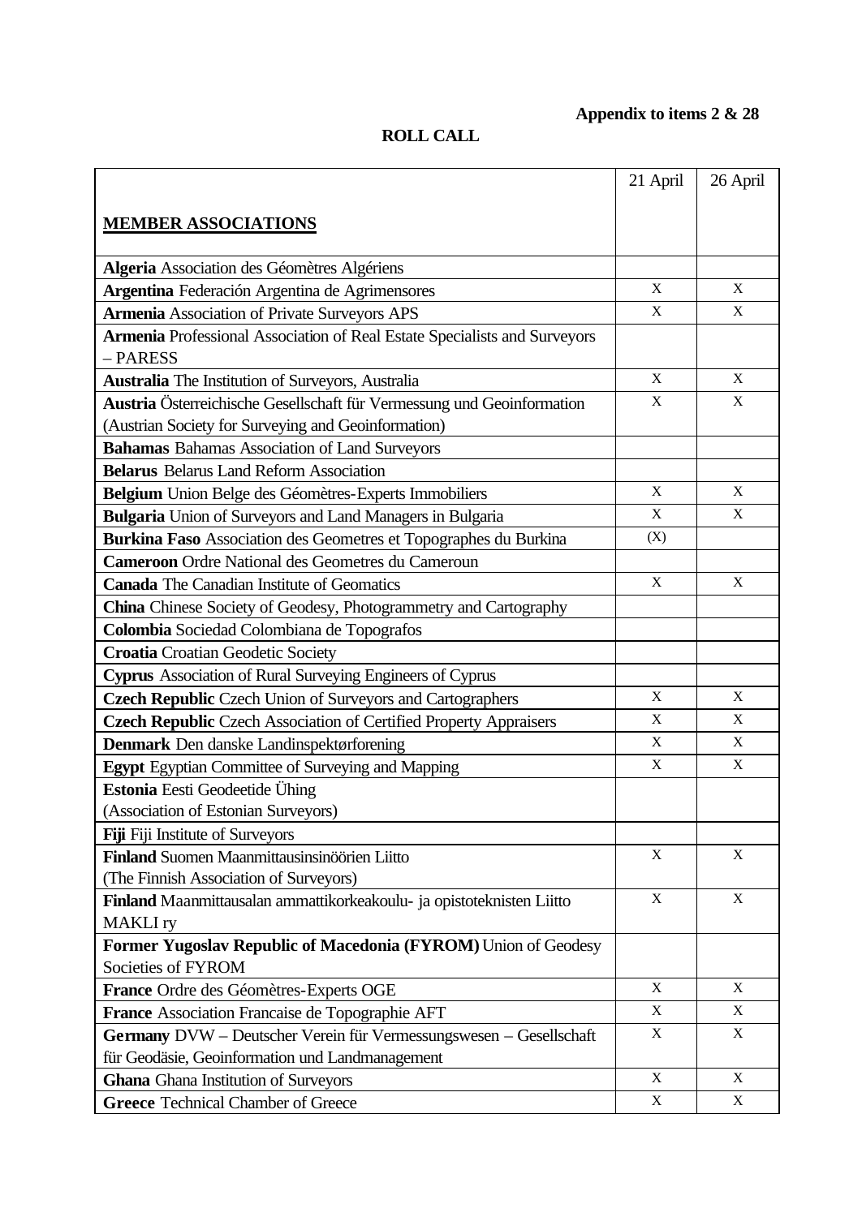**Appendix to items 2 & 28**

**ROLL CALL**

| **MEMBER ASSOCIATIONS** | 21 April | 26 April |
|---|---|---|
| **Algeria** Association des Géomètres Algériens | | |
| **Argentina** Federación Argentina de Agrimensores | X | X |
| **Armenia** Association of Private Surveyors APS | X | X |
| **Armenia** Professional Association of Real Estate Specialists and Surveyors – PARESS | | |
| **Australia** The Institution of Surveyors, Australia | X | X |
| **Austria** Österreichische Gesellschaft für Vermessung und Geoinformation (Austrian Society for Surveying and Geoinformation) | X | X |
| **Bahamas** Bahamas Association of Land Surveyors | | |
| **Belarus** Belarus Land Reform Association | | |
| **Belgium** Union Belge des Géomètres-Experts Immobiliers | X | X |
| **Bulgaria** Union of Surveyors and Land Managers in Bulgaria | X | X |
| **Burkina Faso** Association des Geometres et Topographes du Burkina | (X) | |
| **Cameroon** Ordre National des Geometres du Cameroun | | |
| **Canada** The Canadian Institute of Geomatics | X | X |
| **China** Chinese Society of Geodesy, Photogrammetry and Cartography | | |
| **Colombia** Sociedad Colombiana de Topografos | | |
| **Croatia** Croatian Geodetic Society | | |
| **Cyprus** Association of Rural Surveying Engineers of Cyprus | | |
| **Czech Republic** Czech Union of Surveyors and Cartographers | X | X |
| **Czech Republic** Czech Association of Certified Property Appraisers | X | X |
| **Denmark** Den danske Landinspektørforening | X | X |
| **Egypt** Egyptian Committee of Surveying and Mapping | X | X |
| **Estonia** Eesti Geodeetide Ühing (Association of Estonian Surveyors) | | |
| **Fiji** Fiji Institute of Surveyors | | |
| **Finland** Suomen Maanmittausinsinöörien Liitto (The Finnish Association of Surveyors) | X | X |
| **Finland** Maanmittausalan ammattikorkeakoulu- ja opistoteknisten Liitto MAKLI ry | X | X |
| **Former Yugoslav Republic of Macedonia (FYROM)** Union of Geodesy Societies of FYROM | | |
| **France** Ordre des Géomètres-Experts OGE | X | X |
| **France** Association Francaise de Topographie AFT | X | X |
| **Germany** DVW – Deutscher Verein für Vermessungswesen – Gesellschaft für Geodäsie, Geoinformation und Landmanagement | X | X |
| **Ghana** Ghana Institution of Surveyors | X | X |
| **Greece** Technical Chamber of Greece | X | X |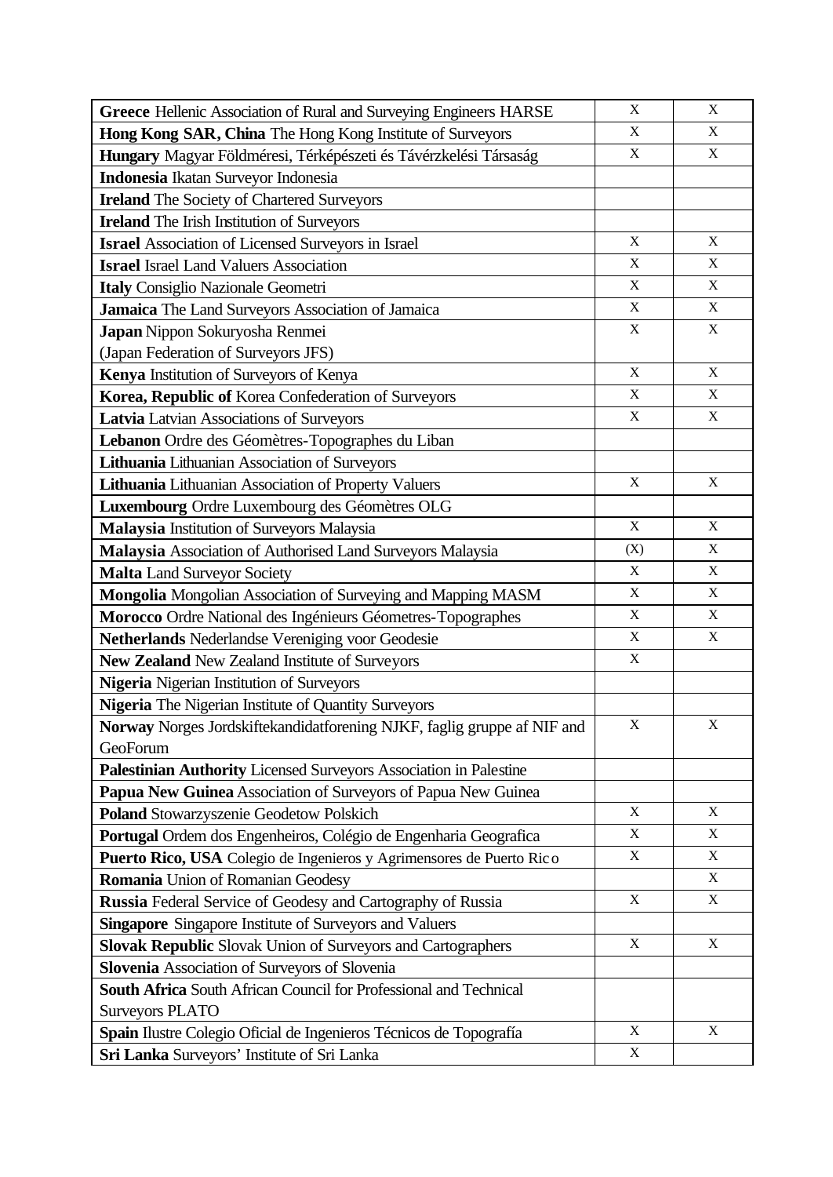| | | |
|---|---|---|
| **Greece** Hellenic Association of Rural and Surveying Engineers HARSE | X | X |
| **Hong Kong SAR, China** The Hong Kong Institute of Surveyors | X | X |
| **Hungary** Magyar Földméresi, Térképészeti és Távérzkelési Társaság | X | X |
| **Indonesia** Ikatan Surveyor Indonesia | | |
| **Ireland** The Society of Chartered Surveyors | | |
| **Ireland** The Irish Institution of Surveyors | | |
| **Israel** Association of Licensed Surveyors in Israel | X | X |
| **Israel** Israel Land Valuers Association | X | X |
| **Italy** Consiglio Nazionale Geometri | X | X |
| **Jamaica** The Land Surveyors Association of Jamaica | X | X |
| **Japan** Nippon Sokuryosha Renmei (Japan Federation of Surveyors JFS) | X | X |
| **Kenya** Institution of Surveyors of Kenya | X | X |
| **Korea, Republic of** Korea Confederation of Surveyors | X | X |
| **Latvia** Latvian Associations of Surveyors | X | X |
| **Lebanon** Ordre des Géomètres-Topographes du Liban | | |
| **Lithuania** Lithuanian Association of Surveyors | | |
| **Lithuania** Lithuanian Association of Property Valuers | X | X |
| **Luxembourg** Ordre Luxembourg des Géomètres OLG | | |
| **Malaysia** Institution of Surveyors Malaysia | X | X |
| **Malaysia** Association of Authorised Land Surveyors Malaysia | (X) | X |
| **Malta** Land Surveyor Society | X | X |
| **Mongolia** Mongolian Association of Surveying and Mapping MASM | X | X |
| **Morocco** Ordre National des Ingénieurs Géometres-Topographes | X | X |
| **Netherlands** Nederlandse Vereniging voor Geodesie | X | X |
| **New Zealand** New Zealand Institute of Surveyors | X | |
| **Nigeria** Nigerian Institution of Surveyors | | |
| **Nigeria** The Nigerian Institute of Quantity Surveyors | | |
| **Norway** Norges Jordskiftekandidatforening NJKF, faglig gruppe af NIF and GeoForum | X | X |
| **Palestinian Authority** Licensed Surveyors Association in Palestine | | |
| **Papua New Guinea** Association of Surveyors of Papua New Guinea | | |
| **Poland** Stowarzyszenie Geodetow Polskich | X | X |
| **Portugal** Ordem dos Engenheiros, Colégio de Engenharia Geografica | X | X |
| **Puerto Rico, USA** Colegio de Ingenieros y Agrimensores de Puerto Rico | X | X |
| **Romania** Union of Romanian Geodesy | | X |
| **Russia** Federal Service of Geodesy and Cartography of Russia | X | X |
| **Singapore** Singapore Institute of Surveyors and Valuers | | |
| **Slovak Republic** Slovak Union of Surveyors and Cartographers | X | X |
| **Slovenia** Association of Surveyors of Slovenia | | |
| **South Africa** South African Council for Professional and Technical Surveyors PLATO | | |
| **Spain** Ilustre Colegio Oficial de Ingenieros Técnicos de Topografía | X | X |
| **Sri Lanka** Surveyors' Institute of Sri Lanka | X | |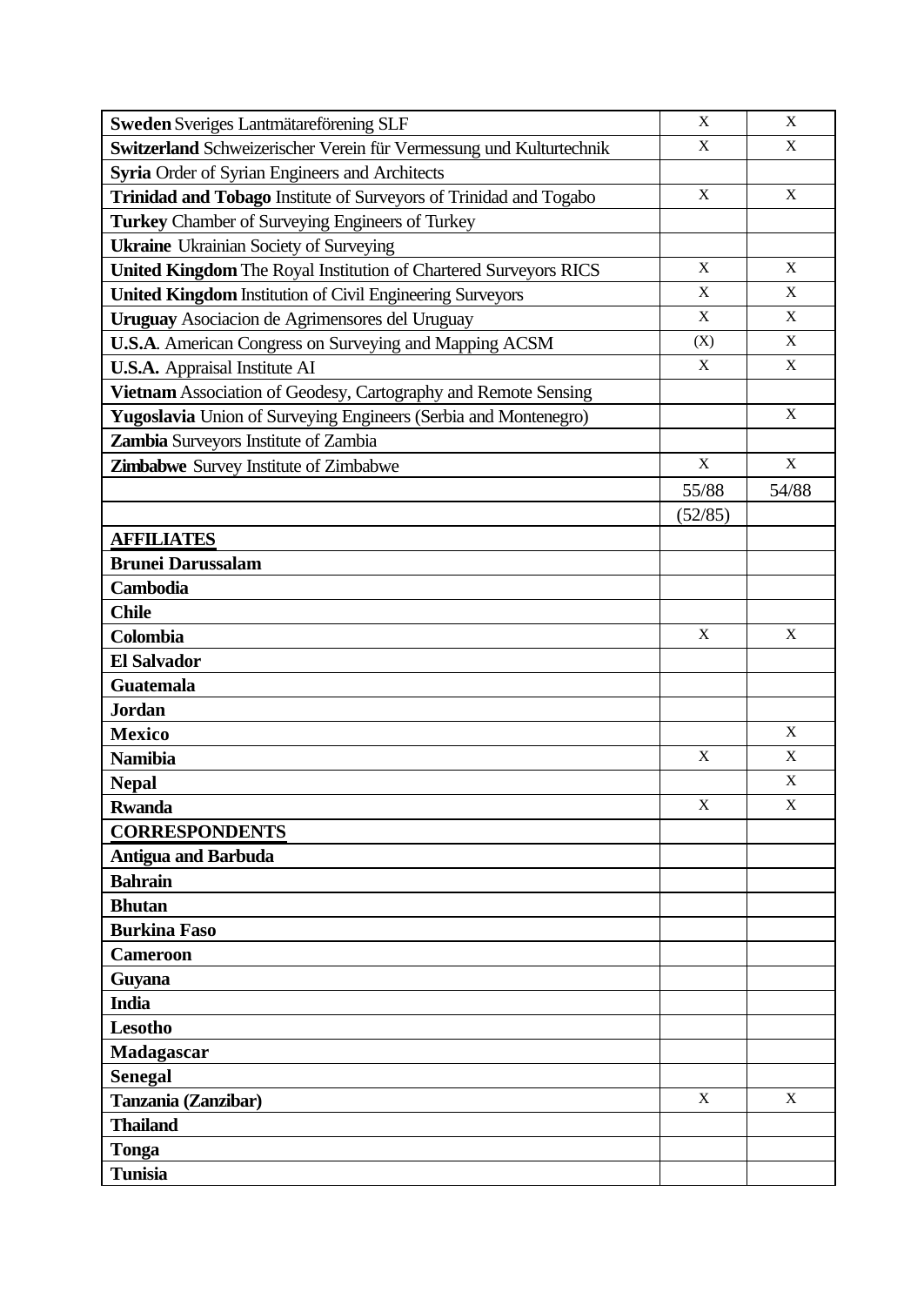| | | |
|---|---|---|
| **Sweden** Sveriges Lantmätareförening SLF | X | X |
| **Switzerland** Schweizerischer Verein für Vermessung und Kulturtechnik | X | X |
| **Syria** Order of Syrian Engineers and Architects | | |
| **Trinidad and Tobago** Institute of Surveyors of Trinidad and Togabo | X | X |
| **Turkey** Chamber of Surveying Engineers of Turkey | | |
| **Ukraine** Ukrainian Society of Surveying | | |
| **United Kingdom** The Royal Institution of Chartered Surveyors RICS | X | X |
| **United Kingdom** Institution of Civil Engineering Surveyors | X | X |
| **Uruguay** Asociacion de Agrimensores del Uruguay | X | X |
| **U.S.A**. American Congress on Surveying and Mapping ACSM | (X) | X |
| **U.S.A.** Appraisal Institute AI | X | X |
| **Vietnam** Association of Geodesy, Cartography and Remote Sensing | | |
| **Yugoslavia** Union of Surveying Engineers (Serbia and Montenegro) | | X |
| **Zambia** Surveyors Institute of Zambia | | |
| **Zimbabwe** Survey Institute of Zimbabwe | X | X |
| | 55/88 | 54/88 |
| | (52/85) | |
| **AFFILIATES** | | |
| **Brunei Darussalam** | | |
| **Cambodia** | | |
| **Chile** | | |
| **Colombia** | X | X |
| **El Salvador** | | |
| **Guatemala** | | |
| **Jordan** | | |
| **Mexico** | | X |
| **Namibia** | X | X |
| **Nepal** | | X |
| **Rwanda** | X | X |
| **CORRESPONDENTS** | | |
| **Antigua and Barbuda** | | |
| **Bahrain** | | |
| **Bhutan** | | |
| **Burkina Faso** | | |
| **Cameroon** | | |
| **Guyana** | | |
| **India** | | |
| **Lesotho** | | |
| **Madagascar** | | |
| **Senegal** | | |
| **Tanzania (Zanzibar)** | X | X |
| **Thailand** | | |
| **Tonga** | | |
| **Tunisia** | | |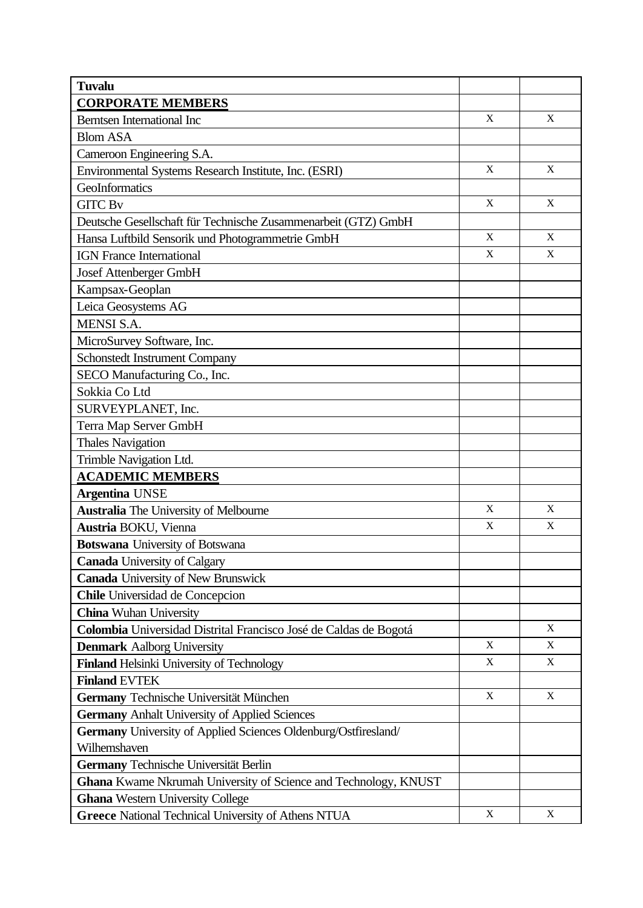| | | |
|---|---|---|
| **Tuvalu** | | |
| **CORPORATE MEMBERS** | | |
| Berntsen International Inc | X | X |
| Blom ASA | | |
| Cameroon Engineering S.A. | | |
| Environmental Systems Research Institute, Inc. (ESRI) | X | X |
| GeoInformatics | | |
| GITC Bv | X | X |
| Deutsche Gesellschaft für Technische Zusammenarbeit (GTZ) GmbH | | |
| Hansa Luftbild Sensorik und Photogrammetrie GmbH | X | X |
| IGN France International | X | X |
| Josef Attenberger GmbH | | |
| Kampsax-Geoplan | | |
| Leica Geosystems AG | | |
| MENSI S.A. | | |
| MicroSurvey Software, Inc. | | |
| Schonstedt Instrument Company | | |
| SECO Manufacturing Co., Inc. | | |
| Sokkia Co Ltd | | |
| SURVEYPLANET, Inc. | | |
| Terra Map Server GmbH | | |
| Thales Navigation | | |
| Trimble Navigation Ltd. | | |
| **ACADEMIC MEMBERS** | | |
| **Argentina** UNSE | | |
| **Australia** The University of Melbourne | X | X |
| **Austria** BOKU, Vienna | X | X |
| **Botswana** University of Botswana | | |
| **Canada** University of Calgary | | |
| **Canada** University of New Brunswick | | |
| **Chile** Universidad de Concepcion | | |
| **China** Wuhan University | | |
| **Colombia** Universidad Distrital Francisco José de Caldas de Bogotá | | X |
| **Denmark** Aalborg University | X | X |
| **Finland** Helsinki University of Technology | X | X |
| **Finland** EVTEK | | |
| **Germany** Technische Universität München | X | X |
| **Germany** Anhalt University of Applied Sciences | | |
| **Germany** University of Applied Sciences Oldenburg/Ostfiresland/ Wilhemshaven | | |
| **Germany** Technische Universität Berlin | | |
| **Ghana** Kwame Nkrumah University of Science and Technology, KNUST | | |
| **Ghana** Western University College | | |
| **Greece** National Technical University of Athens NTUA | X | X |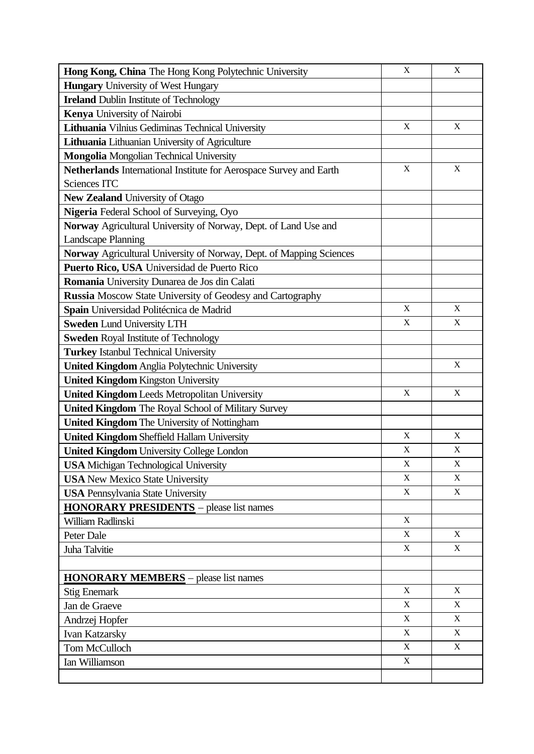| | | |
|---|---|---|
| **Hong Kong, China** The Hong Kong Polytechnic University | X | X |
| **Hungary** University of West Hungary | | |
| **Ireland** Dublin Institute of Technology | | |
| **Kenya** University of Nairobi | | |
| **Lithuania** Vilnius Gediminas Technical University | X | X |
| **Lithuania** Lithuanian University of Agriculture | | |
| **Mongolia** Mongolian Technical University | | |
| **Netherlands** International Institute for Aerospace Survey and Earth Sciences ITC | X | X |
| **New Zealand** University of Otago | | |
| **Nigeria** Federal School of Surveying, Oyo | | |
| **Norway** Agricultural University of Norway, Dept. of Land Use and Landscape Planning | | |
| **Norway** Agricultural University of Norway, Dept. of Mapping Sciences | | |
| **Puerto Rico, USA** Universidad de Puerto Rico | | |
| **Romania** University Dunarea de Jos din Calati | | |
| **Russia** Moscow State University of Geodesy and Cartography | | |
| **Spain** Universidad Politécnica de Madrid | X | X |
| **Sweden** Lund University LTH | X | X |
| **Sweden** Royal Institute of Technology | | |
| **Turkey** Istanbul Technical University | | |
| **United Kingdom** Anglia Polytechnic University | | X |
| **United Kingdom** Kingston University | | |
| **United Kingdom** Leeds Metropolitan University | X | X |
| **United Kingdom** The Royal School of Military Survey | | |
| **United Kingdom** The University of Nottingham | | |
| **United Kingdom** Sheffield Hallam University | X | X |
| **United Kingdom** University College London | X | X |
| **USA** Michigan Technological University | X | X |
| **USA** New Mexico State University | X | X |
| **USA** Pennsylvania State University | X | X |
| **HONORARY PRESIDENTS** – please list names | | |
| William Radlinski | X | |
| Peter Dale | X | X |
| Juha Talvitie | X | X |
| | | |
| **HONORARY MEMBERS** – please list names | | |
| Stig Enemark | X | X |
| Jan de Graeve | X | X |
| Andrzej Hopfer | X | X |
| Ivan Katzarsky | X | X |
| Tom McCulloch | X | X |
| Ian Williamson | X | |
| | | |